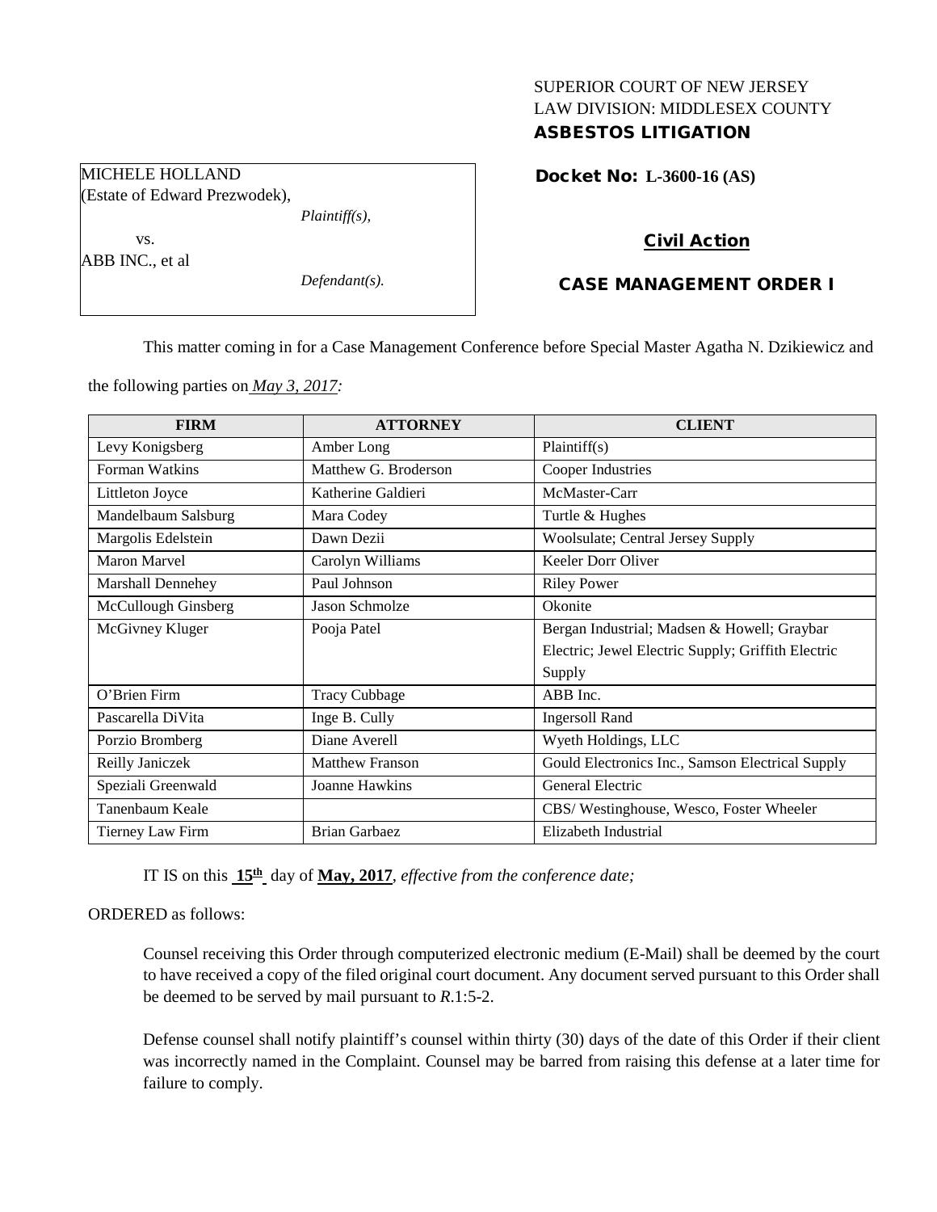SUPERIOR COURT OF NEW JERSEY
LAW DIVISION: MIDDLESEX COUNTY
**ASBESTOS LITIGATION**

MICHELE HOLLAND
(Estate of Edward Prezwodek),
*Plaintiff(s),*

vs.

ABB INC., et al
*Defendant(s).*

**Docket No: L-3600-16 (AS)**

**Civil Action**

**CASE MANAGEMENT ORDER I**

This matter coming in for a Case Management Conference before Special Master Agatha N. Dzikiewicz and the following parties on *May 3, 2017:*

| FIRM | ATTORNEY | CLIENT |
|---|---|---|
| Levy Konigsberg | Amber Long | Plaintiff(s) |
| Forman Watkins | Matthew G. Broderson | Cooper Industries |
| Littleton Joyce | Katherine Galdieri | McMaster-Carr |
| Mandelbaum Salsburg | Mara Codey | Turtle & Hughes |
| Margolis Edelstein | Dawn Dezii | Woolsulate; Central Jersey Supply |
| Maron Marvel | Carolyn Williams | Keeler Dorr Oliver |
| Marshall Dennehey | Paul Johnson | Riley Power |
| McCullough Ginsberg | Jason Schmolze | Okonite |
| McGivney Kluger | Pooja Patel | Bergan Industrial; Madsen & Howell; Graybar Electric; Jewel Electric Supply; Griffith Electric Supply |
| O'Brien Firm | Tracy Cubbage | ABB Inc. |
| Pascarella DiVita | Inge B. Cully | Ingersoll Rand |
| Porzio Bromberg | Diane Averell | Wyeth Holdings, LLC |
| Reilly Janiczek | Matthew Franson | Gould Electronics Inc., Samson Electrical Supply |
| Speziali Greenwald | Joanne Hawkins | General Electric |
| Tanenbaum Keale | | CBS/ Westinghouse, Wesco, Foster Wheeler |
| Tierney Law Firm | Brian Garbaez | Elizabeth Industrial |

IT IS on this **15th** day of **May, 2017**, *effective from the conference date;*

ORDERED as follows:

Counsel receiving this Order through computerized electronic medium (E-Mail) shall be deemed by the court to have received a copy of the filed original court document. Any document served pursuant to this Order shall be deemed to be served by mail pursuant to *R*.1:5-2.

Defense counsel shall notify plaintiff's counsel within thirty (30) days of the date of this Order if their client was incorrectly named in the Complaint. Counsel may be barred from raising this defense at a later time for failure to comply.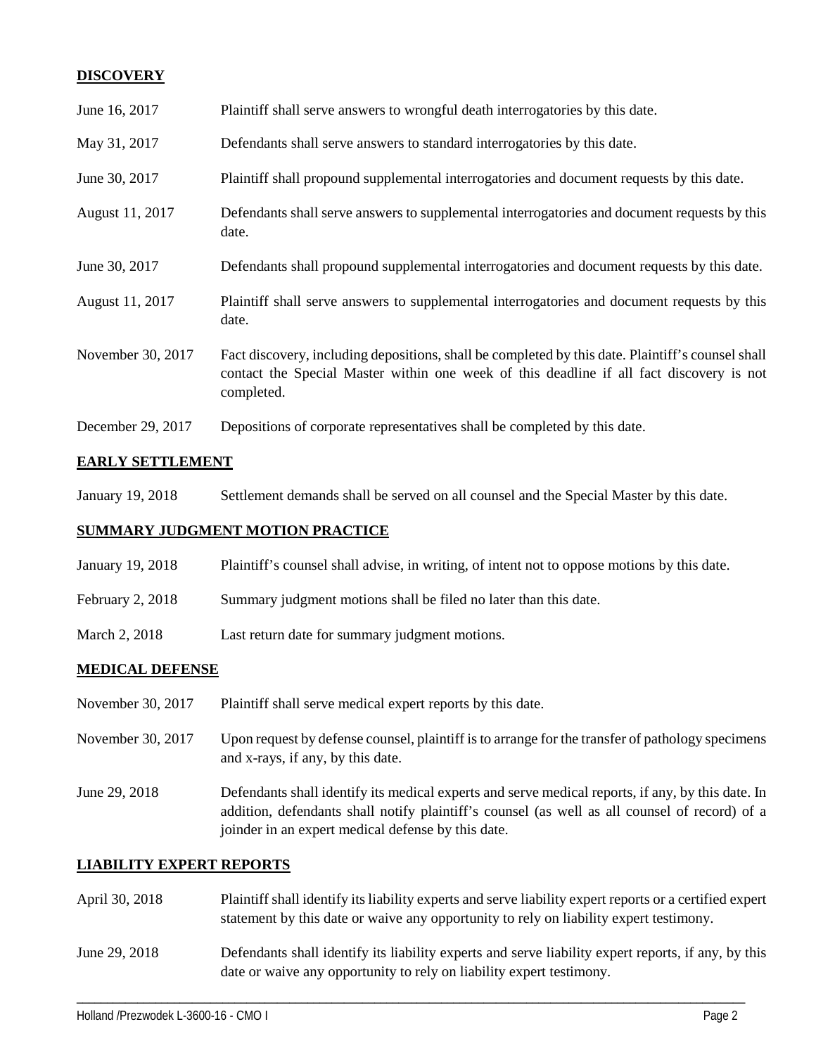## DISCOVERY

| | |
|---|---|
| June 16, 2017 | Plaintiff shall serve answers to wrongful death interrogatories by this date. |
| May 31, 2017 | Defendants shall serve answers to standard interrogatories by this date. |
| June 30, 2017 | Plaintiff shall propound supplemental interrogatories and document requests by this date. |
| August 11, 2017 | Defendants shall serve answers to supplemental interrogatories and document requests by this date. |
| June 30, 2017 | Defendants shall propound supplemental interrogatories and document requests by this date. |
| August 11, 2017 | Plaintiff shall serve answers to supplemental interrogatories and document requests by this date. |
| November 30, 2017 | Fact discovery, including depositions, shall be completed by this date. Plaintiff's counsel shall contact the Special Master within one week of this deadline if all fact discovery is not completed. |
| December 29, 2017 | Depositions of corporate representatives shall be completed by this date. |

## EARLY SETTLEMENT

| | |
|---|---|
| January 19, 2018 | Settlement demands shall be served on all counsel and the Special Master by this date. |

## SUMMARY JUDGMENT MOTION PRACTICE

| | |
|---|---|
| January 19, 2018 | Plaintiff's counsel shall advise, in writing, of intent not to oppose motions by this date. |
| February 2, 2018 | Summary judgment motions shall be filed no later than this date. |
| March 2, 2018 | Last return date for summary judgment motions. |

## MEDICAL DEFENSE

| | |
|---|---|
| November 30, 2017 | Plaintiff shall serve medical expert reports by this date. |
| November 30, 2017 | Upon request by defense counsel, plaintiff is to arrange for the transfer of pathology specimens and x-rays, if any, by this date. |
| June 29, 2018 | Defendants shall identify its medical experts and serve medical reports, if any, by this date. In addition, defendants shall notify plaintiff's counsel (as well as all counsel of record) of a joinder in an expert medical defense by this date. |

## LIABILITY EXPERT REPORTS

| | |
|---|---|
| April 30, 2018 | Plaintiff shall identify its liability experts and serve liability expert reports or a certified expert statement by this date or waive any opportunity to rely on liability expert testimony. |
| June 29, 2018 | Defendants shall identify its liability experts and serve liability expert reports, if any, by this date or waive any opportunity to rely on liability expert testimony. |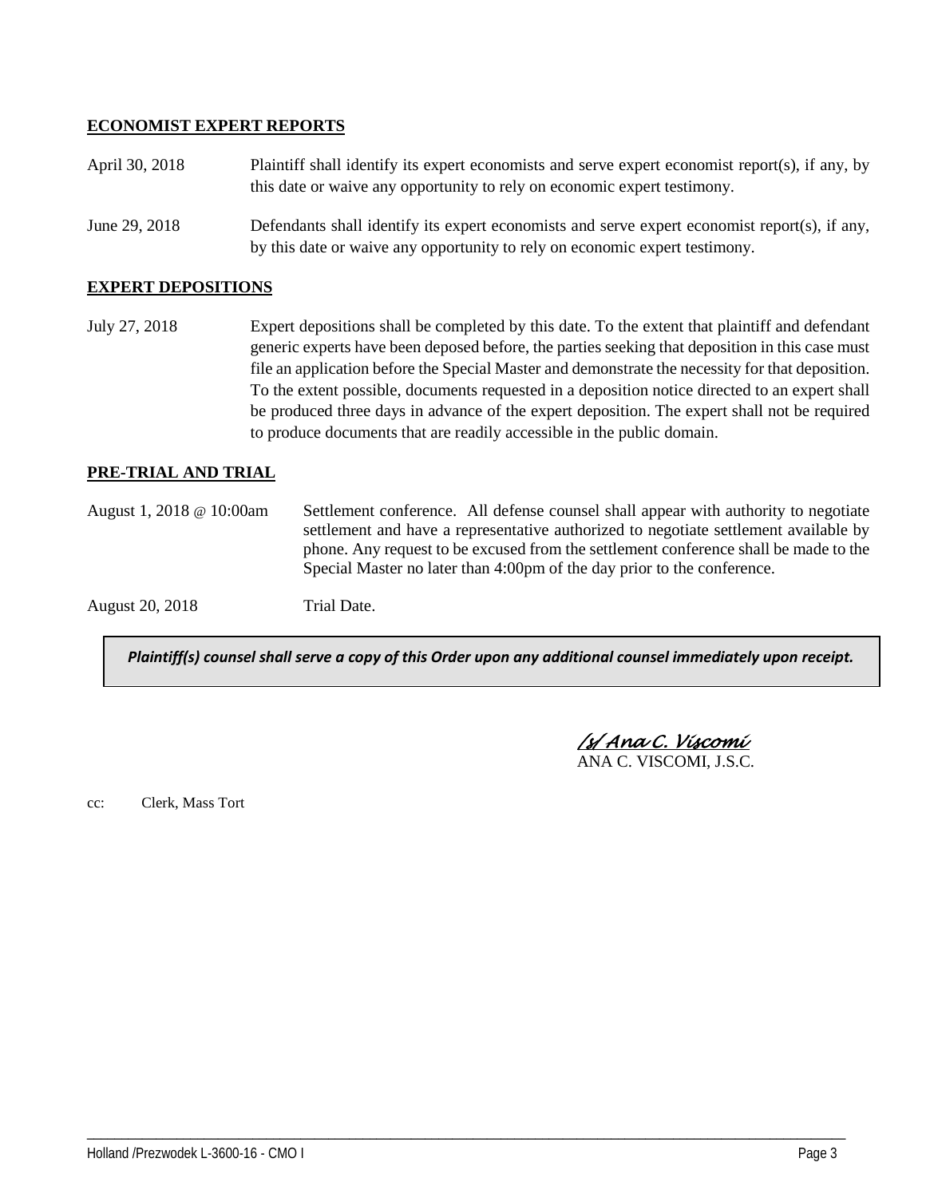**ECONOMIST EXPERT REPORTS**

| | |
|---|---|
| April 30, 2018 | Plaintiff shall identify its expert economists and serve expert economist report(s), if any, by this date or waive any opportunity to rely on economic expert testimony. |
| June 29, 2018 | Defendants shall identify its expert economists and serve expert economist report(s), if any, by this date or waive any opportunity to rely on economic expert testimony. |

**EXPERT DEPOSITIONS**

| | |
|---|---|
| July 27, 2018 | Expert depositions shall be completed by this date. To the extent that plaintiff and defendant generic experts have been deposed before, the parties seeking that deposition in this case must file an application before the Special Master and demonstrate the necessity for that deposition. To the extent possible, documents requested in a deposition notice directed to an expert shall be produced three days in advance of the expert deposition. The expert shall not be required to produce documents that are readily accessible in the public domain. |

**PRE-TRIAL AND TRIAL**

| | |
|---|---|
| August 1, 2018 @ 10:00am | Settlement conference. All defense counsel shall appear with authority to negotiate settlement and have a representative authorized to negotiate settlement available by phone. Any request to be excused from the settlement conference shall be made to the Special Master no later than 4:00pm of the day prior to the conference. |
| August 20, 2018 | Trial Date. |

***Plaintiff(s) counsel shall serve a copy of this Order upon any additional counsel immediately upon receipt.***

/s/ Ana C. Viscomi
ANA C. VISCOMI, J.S.C.

cc: Clerk, Mass Tort

Holland /Prezwodek L-3600-16 - CMO I